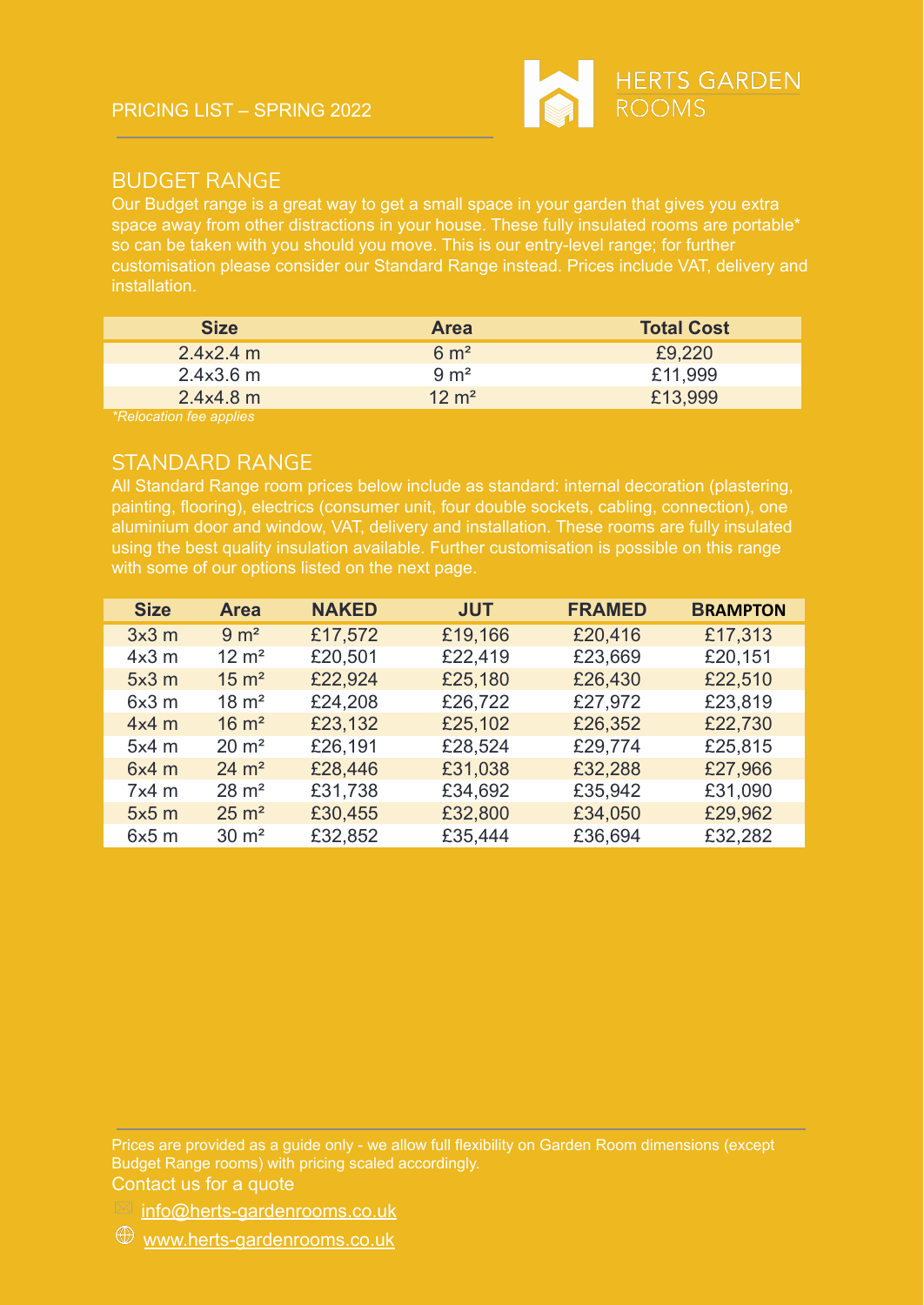PRICING LIST – SPRING 2022

HERTS GARDEN ROOMS

## BUDGET RANGE

Our Budget range is a great way to get a small space in your garden that gives you extra space away from other distractions in your house. These fully insulated rooms are portable* so can be taken with you should you move. This is our entry-level range; for further customisation please consider our Standard Range instead. Prices include VAT, delivery and installation.

| Size | Area | Total Cost |
|---|---|---|
| 2.4x2.4 m | 6 m² | £9,220 |
| 2.4x3.6 m | 9 m² | £11,999 |
| 2.4x4.8 m | 12 m² | £13,999 |

*Relocation fee applies*

## STANDARD RANGE

All Standard Range room prices below include as standard: internal decoration (plastering, painting, flooring), electrics (consumer unit, four double sockets, cabling, connection), one aluminium door and window, VAT, delivery and installation. These rooms are fully insulated using the best quality insulation available. Further customisation is possible on this range with some of our options listed on the next page.

| Size | Area | NAKED | JUT | FRAMED | BRAMPTON |
|---|---|---|---|---|---|
| 3x3 m | 9 m² | £17,572 | £19,166 | £20,416 | £17,313 |
| 4x3 m | 12 m² | £20,501 | £22,419 | £23,669 | £20,151 |
| 5x3 m | 15 m² | £22,924 | £25,180 | £26,430 | £22,510 |
| 6x3 m | 18 m² | £24,208 | £26,722 | £27,972 | £23,819 |
| 4x4 m | 16 m² | £23,132 | £25,102 | £26,352 | £22,730 |
| 5x4 m | 20 m² | £26,191 | £28,524 | £29,774 | £25,815 |
| 6x4 m | 24 m² | £28,446 | £31,038 | £32,288 | £27,966 |
| 7x4 m | 28 m² | £31,738 | £34,692 | £35,942 | £31,090 |
| 5x5 m | 25 m² | £30,455 | £32,800 | £34,050 | £29,962 |
| 6x5 m | 30 m² | £32,852 | £35,444 | £36,694 | £32,282 |

Prices are provided as a guide only - we allow full flexibility on Garden Room dimensions (except Budget Range rooms) with pricing scaled accordingly.

Contact us for a quote

info@herts-gardenrooms.co.uk

www.herts-gardenrooms.co.uk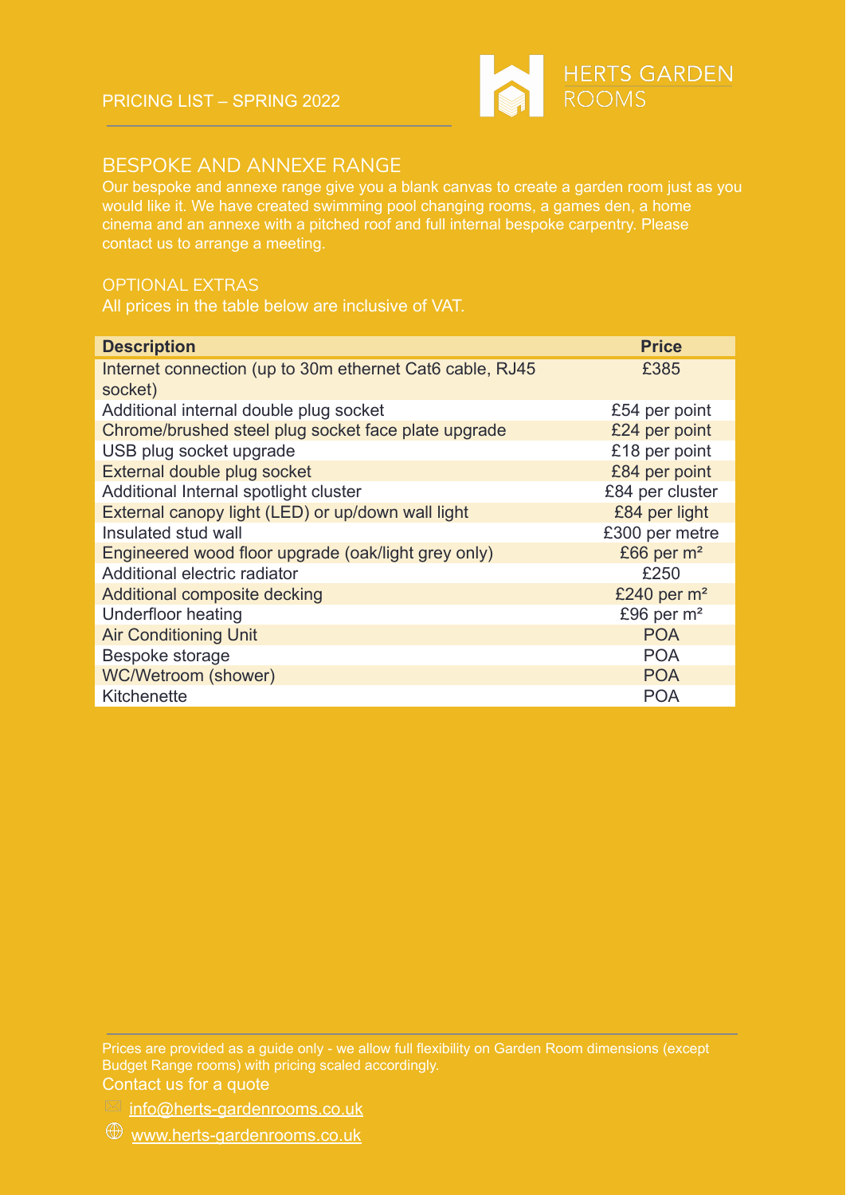PRICING LIST – SPRING 2022

HERTS GARDEN ROOMS

## BESPOKE AND ANNEXE RANGE

Our bespoke and annexe range give you a blank canvas to create a garden room just as you would like it. We have created swimming pool changing rooms, a games den, a home cinema and an annexe with a pitched roof and full internal bespoke carpentry. Please contact us to arrange a meeting.

## OPTIONAL EXTRAS

All prices in the table below are inclusive of VAT.

| Description | Price |
| --- | --- |
| Internet connection (up to 30m ethernet Cat6 cable, RJ45 socket) | £385 |
| Additional internal double plug socket | £54 per point |
| Chrome/brushed steel plug socket face plate upgrade | £24 per point |
| USB plug socket upgrade | £18 per point |
| External double plug socket | £84 per point |
| Additional Internal spotlight cluster | £84 per cluster |
| External canopy light (LED) or up/down wall light | £84 per light |
| Insulated stud wall | £300 per metre |
| Engineered wood floor upgrade (oak/light grey only) | £66 per m² |
| Additional electric radiator | £250 |
| Additional composite decking | £240 per m² |
| Underfloor heating | £96 per m² |
| Air Conditioning Unit | POA |
| Bespoke storage | POA |
| WC/Wetroom (shower) | POA |
| Kitchenette | POA |

Prices are provided as a guide only - we allow full flexibility on Garden Room dimensions (except Budget Range rooms) with pricing scaled accordingly.

Contact us for a quote

info@herts-gardenrooms.co.uk

www.herts-gardenrooms.co.uk